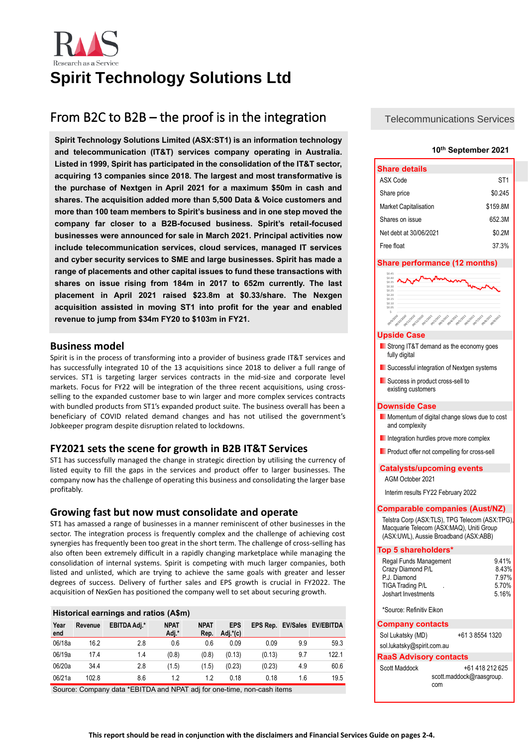# Spirit Technology Solutions Ltd

## From B2C to B2B – the proof is in the integration

**Spirit Technology Solutions Limited (ASX:ST1) is an information technology and telecommunication (IT&T) services company operating in Australia. Listed in 1999, Spirit has participated in the consolidation of the IT&T sector, acquiring 13 companies since 2018. The largest and most transformative is the purchase of Nextgen in April 2021 for a maximum $50m in cash and shares. The acquisition added more than 5,500 Data & Voice customers and more than 100 team members to Spirit's business and in one step moved the company far closer to a B2B-focused business. Spirit's retail-focused businesses were announced for sale in March 2021. Principal activities now include telecommunication services, cloud services, managed IT services and cyber security services to SME and large businesses. Spirit has made a range of placements and other capital issues to fund these transactions with shares on issue rising from 184m in 2017 to 652m currently. The last placement in April 2021 raised $23.8m at $0.33/share. The Nexgen acquisition assisted in moving ST1 into profit for the year and enabled revenue to jump from $34m FY20 to $103m in FY21.**

### Business model

Spirit is in the process of transforming into a provider of business grade IT&T services and has successfully integrated 10 of the 13 acquisitions since 2018 to deliver a full range of services. ST1 is targeting larger services contracts in the mid-size and corporate level markets. Focus for FY22 will be integration of the three recent acquisitions, using cross-selling to the expanded customer base to win larger and more complex services contracts with bundled products from ST1's expanded product suite. The business overall has been a beneficiary of COVID related demand changes and has not utilised the government's Jobkeeper program despite disruption related to lockdowns.

### FY2021 sets the scene for growth in B2B IT&T Services

ST1 has successfully managed the change in strategic direction by utilising the currency of listed equity to fill the gaps in the services and product offer to larger businesses. The company now has the challenge of operating this business and consolidating the larger base profitably.

### Growing fast but now must consolidate and operate

ST1 has amassed a range of businesses in a manner reminiscent of other businesses in the sector. The integration process is frequently complex and the challenge of achieving cost synergies has frequently been too great in the short term. The challenge of cross-selling has also often been extremely difficult in a rapidly changing marketplace while managing the consolidation of internal systems. Spirit is competing with much larger companies, both listed and unlisted, which are trying to achieve the same goals with greater and lesser degrees of success. Delivery of further sales and EPS growth is crucial in FY2022. The acquisition of NexGen has positioned the company well to set about securing growth.

**Historical earnings and ratios (A$m)**

| Year end | Revenue | EBITDA Adj.* | NPAT Adj.* | NPAT Rep. | EPS Adj.*(c) | EPS Rep. | EV/Sales | EV/EBITDA |
|---|---|---|---|---|---|---|---|---|
| 06/18a | 16.2 | 2.8 | 0.6 | 0.6 | 0.09 | 0.09 | 9.9 | 59.3 |
| 06/19a | 17.4 | 1.4 | (0.8) | (0.8) | (0.13) | (0.13) | 9.7 | 122.1 |
| 06/20a | 34.4 | 2.8 | (1.5) | (1.5) | (0.23) | (0.23) | 4.9 | 60.6 |
| 06/21a | 102.8 | 8.6 | 1.2 | 1.2 | 0.18 | 0.18 | 1.6 | 19.5 |

Source: Company data *EBITDA and NPAT adj for one-time, non-cash items

Telecommunications Services

**10th September 2021**

### Share details

| | |
|---|---|
| ASX Code | ST1 |
| Share price | $0.245 |
| Market Capitalisation | $159.8M |
| Shares on issue | 652.3M |
| Net debt at 30/06/2021 | $0.2M |
| Free float | 37.3% |

### Share performance (12 months)

### Upside Case

- Strong IT&T demand as the economy goes fully digital
- Successful integration of Nextgen systems
- Success in product cross-sell to existing customers

### Downside Case

- Momentum of digital change slows due to cost and complexity
- Integration hurdles prove more complex
- Product offer not compelling for cross-sell

### Catalysts/upcoming events

AGM October 2021

Interim results FY22 February 2022

### Comparable companies (Aust/NZ)

Telstra Corp (ASX:TLS), TPG Telecom (ASX:TPG), Macquarie Telecom (ASX:MAQ), Uniti Group (ASX:UWL), Aussie Broadband (ASX:ABB)

### Top 5 shareholders*

| | |
|---|---|
| Regal Funds Management | 9.41% |
| Crazy Diamond P/L | 8.43% |
| P.J. Diamond | 7.97% |
| TIGA Trading P/L | 5.70% |
| Joshart Investments | 5.16% |

*Source: Refinitiv Eikon

### Company contacts

Sol Lukatsky (MD) +61 3 8554 1320

sol.lukatsky@spirit.com.au

### RaaS Advisory contacts

Scott Maddock +61 418 212 625

scott.maddock@raasgroup.com

**This report should be read in conjunction with the disclaimers and Financial Services Guide on pages 2-4.**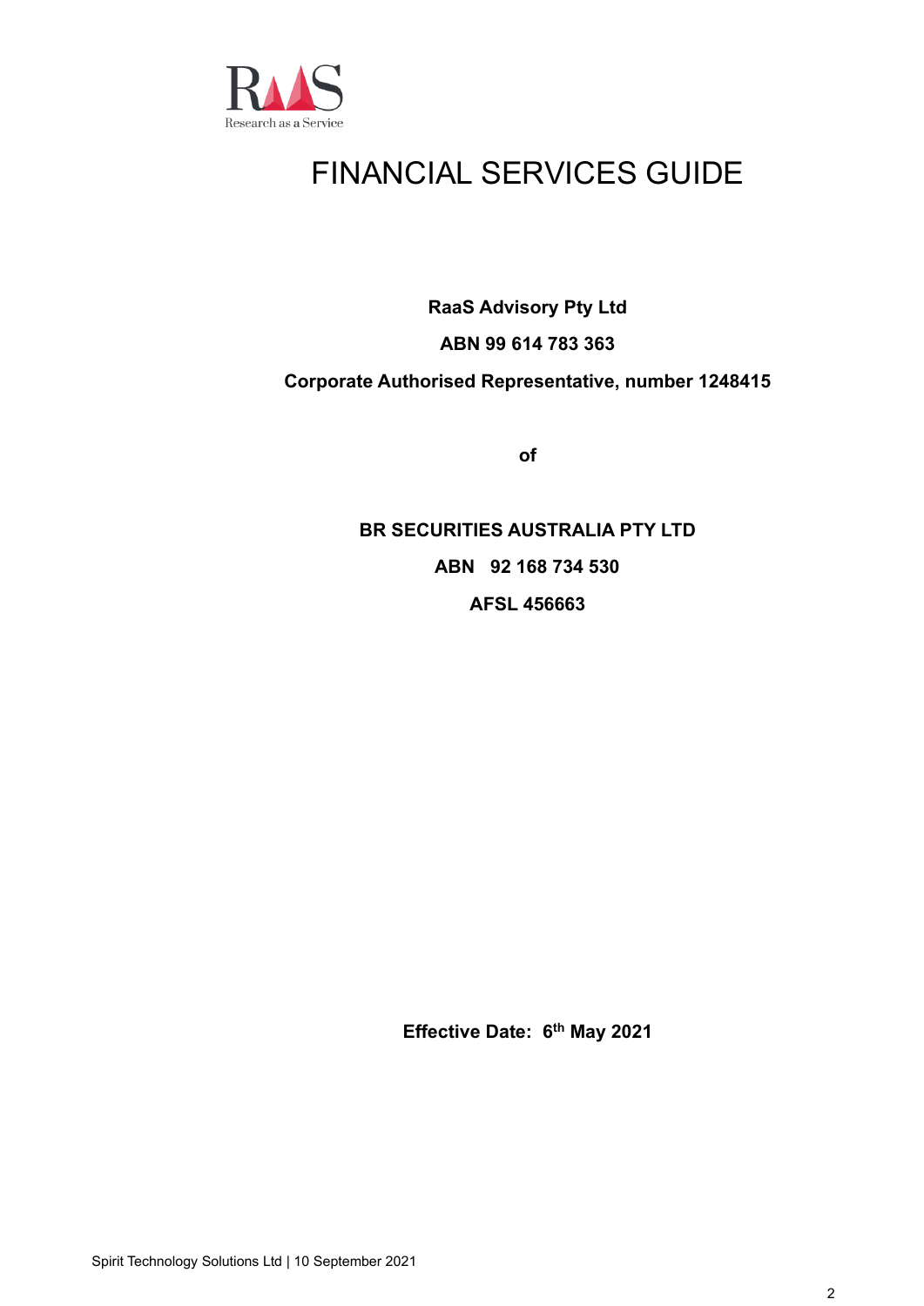# FINANCIAL SERVICES GUIDE

**RaaS Advisory Pty Ltd**

**ABN 99 614 783 363**

**Corporate Authorised Representative, number 1248415**

**of**

**BR SECURITIES AUSTRALIA PTY LTD**

**ABN 92 168 734 530**

**AFSL 456663**

**Effective Date: 6th May 2021**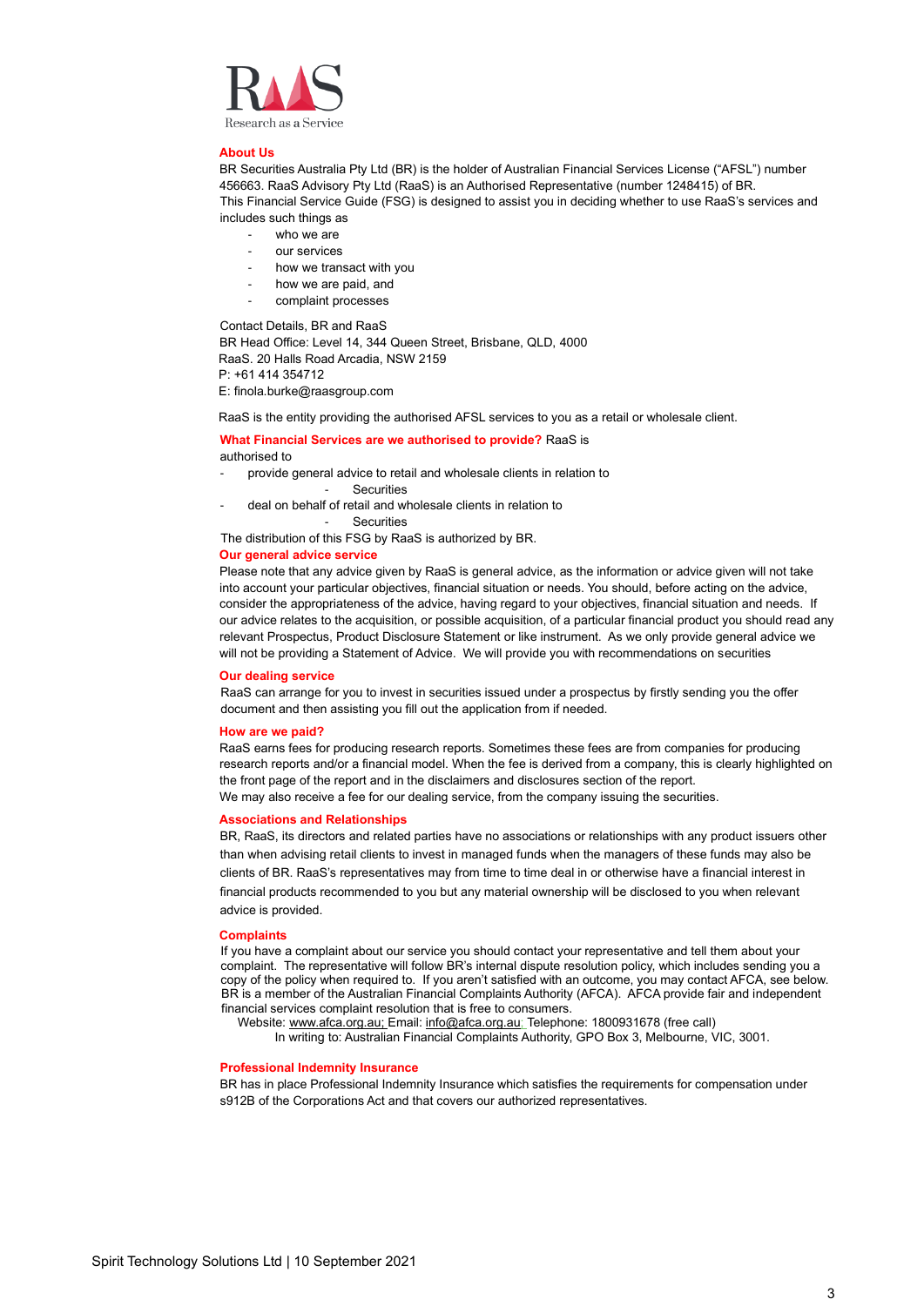RaaS

Research as a Service

## About Us

BR Securities Australia Pty Ltd (BR) is the holder of Australian Financial Services License ("AFSL") number 456663. RaaS Advisory Pty Ltd (RaaS) is an Authorised Representative (number 1248415) of BR.
This Financial Service Guide (FSG) is designed to assist you in deciding whether to use RaaS's services and includes such things as

- who we are
- our services
- how we transact with you
- how we are paid, and
- complaint processes

Contact Details, BR and RaaS
BR Head Office: Level 14, 344 Queen Street, Brisbane, QLD, 4000
RaaS. 20 Halls Road Arcadia, NSW 2159
P: +61 414 354712
E: finola.burke@raasgroup.com

RaaS is the entity providing the authorised AFSL services to you as a retail or wholesale client.

**What Financial Services are we authorised to provide?** RaaS is authorised to

- provide general advice to retail and wholesale clients in relation to
  - Securities
- deal on behalf of retail and wholesale clients in relation to
  - Securities

The distribution of this FSG by RaaS is authorized by BR.

## Our general advice service

Please note that any advice given by RaaS is general advice, as the information or advice given will not take into account your particular objectives, financial situation or needs. You should, before acting on the advice, consider the appropriateness of the advice, having regard to your objectives, financial situation and needs. If our advice relates to the acquisition, or possible acquisition, of a particular financial product you should read any relevant Prospectus, Product Disclosure Statement or like instrument. As we only provide general advice we will not be providing a Statement of Advice. We will provide you with recommendations on securities

## Our dealing service

RaaS can arrange for you to invest in securities issued under a prospectus by firstly sending you the offer document and then assisting you fill out the application from if needed.

## How are we paid?

RaaS earns fees for producing research reports. Sometimes these fees are from companies for producing research reports and/or a financial model. When the fee is derived from a company, this is clearly highlighted on the front page of the report and in the disclaimers and disclosures section of the report.
We may also receive a fee for our dealing service, from the company issuing the securities.

## Associations and Relationships

BR, RaaS, its directors and related parties have no associations or relationships with any product issuers other than when advising retail clients to invest in managed funds when the managers of these funds may also be clients of BR. RaaS's representatives may from time to time deal in or otherwise have a financial interest in financial products recommended to you but any material ownership will be disclosed to you when relevant advice is provided.

## Complaints

If you have a complaint about our service you should contact your representative and tell them about your complaint. The representative will follow BR's internal dispute resolution policy, which includes sending you a copy of the policy when required to. If you aren't satisfied with an outcome, you may contact AFCA, see below. BR is a member of the Australian Financial Complaints Authority (AFCA). AFCA provide fair and independent financial services complaint resolution that is free to consumers.
Website: www.afca.org.au; Email: info@afca.org.au; Telephone: 1800931678 (free call)
In writing to: Australian Financial Complaints Authority, GPO Box 3, Melbourne, VIC, 3001.

## Professional Indemnity Insurance

BR has in place Professional Indemnity Insurance which satisfies the requirements for compensation under s912B of the Corporations Act and that covers our authorized representatives.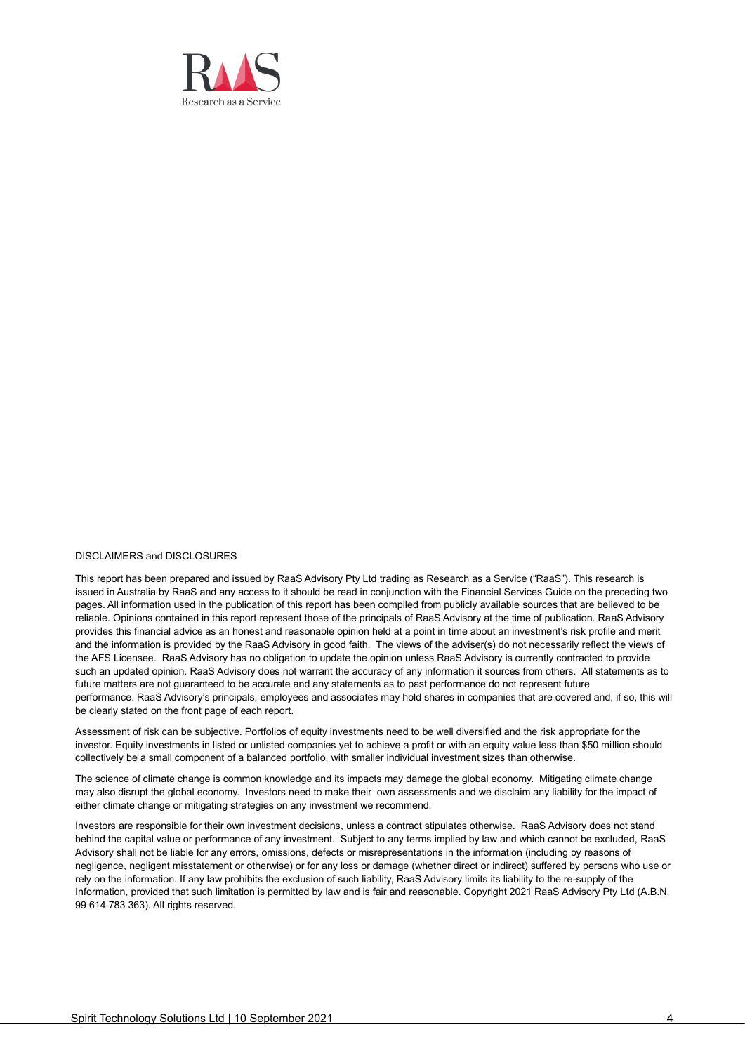DISCLAIMERS and DISCLOSURES

This report has been prepared and issued by RaaS Advisory Pty Ltd trading as Research as a Service ("RaaS"). This research is issued in Australia by RaaS and any access to it should be read in conjunction with the Financial Services Guide on the preceding two pages. All information used in the publication of this report has been compiled from publicly available sources that are believed to be reliable. Opinions contained in this report represent those of the principals of RaaS Advisory at the time of publication. RaaS Advisory provides this financial advice as an honest and reasonable opinion held at a point in time about an investment's risk profile and merit and the information is provided by the RaaS Advisory in good faith. The views of the adviser(s) do not necessarily reflect the views of the AFS Licensee. RaaS Advisory has no obligation to update the opinion unless RaaS Advisory is currently contracted to provide such an updated opinion. RaaS Advisory does not warrant the accuracy of any information it sources from others. All statements as to future matters are not guaranteed to be accurate and any statements as to past performance do not represent future performance. RaaS Advisory's principals, employees and associates may hold shares in companies that are covered and, if so, this will be clearly stated on the front page of each report.

Assessment of risk can be subjective. Portfolios of equity investments need to be well diversified and the risk appropriate for the investor. Equity investments in listed or unlisted companies yet to achieve a profit or with an equity value less than $50 million should collectively be a small component of a balanced portfolio, with smaller individual investment sizes than otherwise.

The science of climate change is common knowledge and its impacts may damage the global economy. Mitigating climate change may also disrupt the global economy. Investors need to make their own assessments and we disclaim any liability for the impact of either climate change or mitigating strategies on any investment we recommend.

Investors are responsible for their own investment decisions, unless a contract stipulates otherwise. RaaS Advisory does not stand behind the capital value or performance of any investment. Subject to any terms implied by law and which cannot be excluded, RaaS Advisory shall not be liable for any errors, omissions, defects or misrepresentations in the information (including by reasons of negligence, negligent misstatement or otherwise) or for any loss or damage (whether direct or indirect) suffered by persons who use or rely on the information. If any law prohibits the exclusion of such liability, RaaS Advisory limits its liability to the re-supply of the Information, provided that such limitation is permitted by law and is fair and reasonable. Copyright 2021 RaaS Advisory Pty Ltd (A.B.N. 99 614 783 363). All rights reserved.